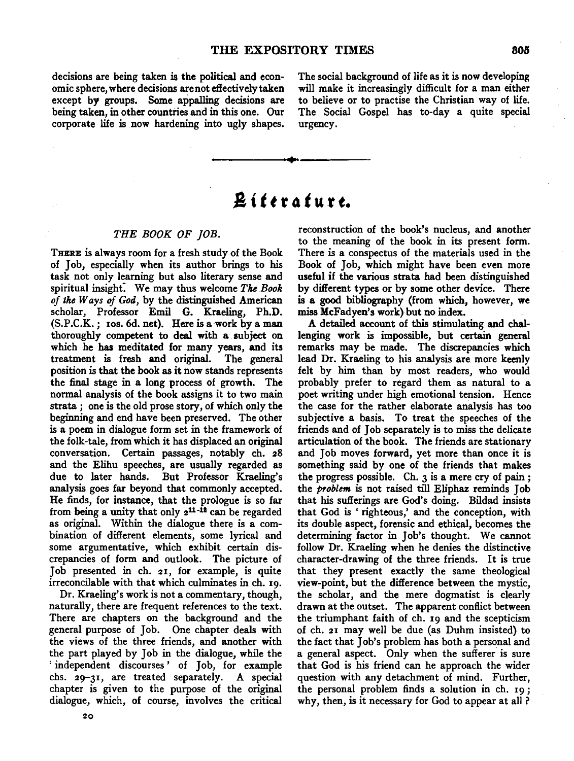decisions are being taken is the political and economic sphere, where decisions are not effectively taken except by groups. Some appalling decisions are being taken, in other countries and in this one. Our corporate life is now hardening into ugly shapes. The social background of life as it is now developing will make it increasingly difficult for a man either to believe or to practise the Christian way of life. The Social Gospel has to-day a quite special urgency.

---

# Literature.

## *THE BOOK OF JOB.*

There is always room for a fresh study of the Book of Job, especially when its author brings to his task not only learning but also literary sense and spiritual insight. We may thus welcome *The Book of the Ways of God*, by the distinguished American scholar, Professor Emil G. Kraeling, Ph.D. (S.P.C.K.; 10s. 6d. net). Here is a work by a man thoroughly competent to deal with a subject on which he has meditated for many years, and its treatment is fresh and original. The general position is that the book as it now stands represents the final stage in a long process of growth. The normal analysis of the book assigns it to two main strata; one is the old prose story, of which only the beginning and end have been preserved. The other is a poem in dialogue form set in the framework of the folk-tale, from which it has displaced an original conversation. Certain passages, notably ch. 28 and the Elihu speeches, are usually regarded as due to later hands. But Professor Kraeling's analysis goes far beyond that commonly accepted. He finds, for instance, that the prologue is so far from being a unity that only $2^{11-13}$ can be regarded as original. Within the dialogue there is a combination of different elements, some lyrical and some argumentative, which exhibit certain discrepancies of form and outlook. The picture of Job presented in ch. 21, for example, is quite irreconcilable with that which culminates in ch. 19.

Dr. Kraeling's work is not a commentary, though, naturally, there are frequent references to the text. There are chapters on the background and the general purpose of Job. One chapter deals with the views of the three friends, and another with the part played by Job in the dialogue, while the 'independent discourses' of Job, for example chs. 29–31, are treated separately. A special chapter is given to the purpose of the original dialogue, which, of course, involves the critical reconstruction of the book's nucleus, and another to the meaning of the book in its present form. There is a conspectus of the materials used in the Book of Job, which might have been even more useful if the various strata had been distinguished by different types or by some other device. There is a good bibliography (from which, however, we miss McFadyen's work) but no index.

A detailed account of this stimulating and challenging work is impossible, but certain general remarks may be made. The discrepancies which lead Dr. Kraeling to his analysis are more keenly felt by him than by most readers, who would probably prefer to regard them as natural to a poet writing under high emotional tension. Hence the case for the rather elaborate analysis has too subjective a basis. To treat the speeches of the friends and of Job separately is to miss the delicate articulation of the book. The friends are stationary and Job moves forward, yet more than once it is something said by one of the friends that makes the progress possible. Ch. 3 is a mere cry of pain; the *problem* is not raised till Eliphaz reminds Job that his sufferings are God's doing. Bildad insists that God is 'righteous,' and the conception, with its double aspect, forensic and ethical, becomes the determining factor in Job's thought. We cannot follow Dr. Kraeling when he denies the distinctive character-drawing of the three friends. It is true that they present exactly the same theological view-point, but the difference between the mystic, the scholar, and the mere dogmatist is clearly drawn at the outset. The apparent conflict between the triumphant faith of ch. 19 and the scepticism of ch. 21 may well be due (as Duhm insisted) to the fact that Job's problem has both a personal and a general aspect. Only when the sufferer is sure that God is his friend can he approach the wider question with any detachment of mind. Further, the personal problem finds a solution in ch. 19; why, then, is it necessary for God to appear at all?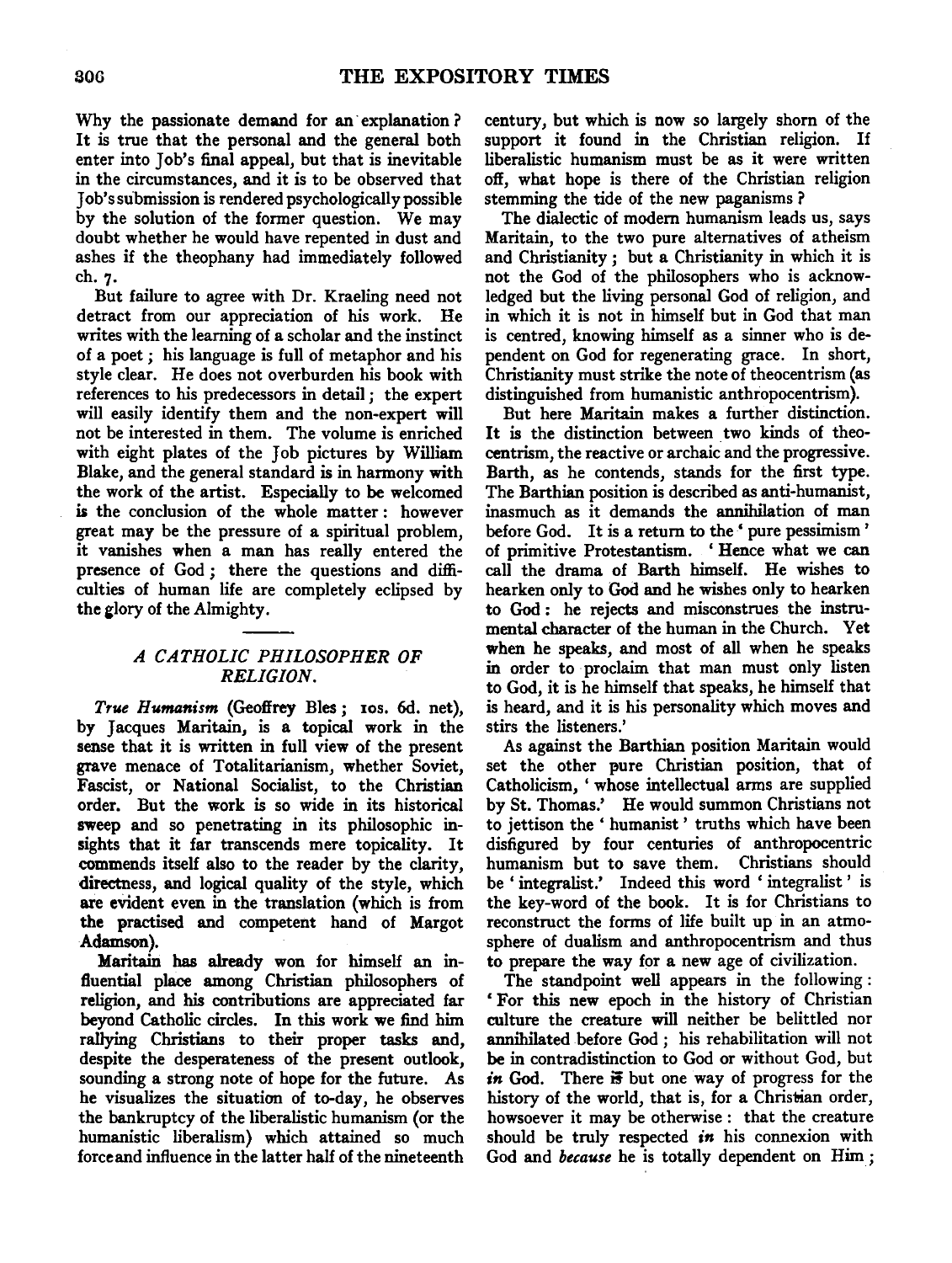Why the passionate demand for an explanation? It is true that the personal and the general both enter into Job's final appeal, but that is inevitable in the circumstances, and it is to be observed that Job's submission is rendered psychologically possible by the solution of the former question. We may doubt whether he would have repented in dust and ashes if the theophany had immediately followed ch. 7.

But failure to agree with Dr. Kraeling need not detract from our appreciation of his work. He writes with the learning of a scholar and the instinct of a poet; his language is full of metaphor and his style clear. He does not overburden his book with references to his predecessors in detail; the expert will easily identify them and the non-expert will not be interested in them. The volume is enriched with eight plates of the Job pictures by William Blake, and the general standard is in harmony with the work of the artist. Especially to be welcomed is the conclusion of the whole matter: however great may be the pressure of a spiritual problem, it vanishes when a man has really entered the presence of God; there the questions and difficulties of human life are completely eclipsed by the glory of the Almighty.

---

## *A CATHOLIC PHILOSOPHER OF RELIGION.*

*True Humanism* (Geoffrey Bles; 10s. 6d. net), by Jacques Maritain, is a topical work in the sense that it is written in full view of the present grave menace of Totalitarianism, whether Soviet, Fascist, or National Socialist, to the Christian order. But the work is so wide in its historical sweep and so penetrating in its philosophic insights that it far transcends mere topicality. It commends itself also to the reader by the clarity, directness, and logical quality of the style, which are evident even in the translation (which is from the practised and competent hand of Margot Adamson).

Maritain has already won for himself an influential place among Christian philosophers of religion, and his contributions are appreciated far beyond Catholic circles. In this work we find him rallying Christians to their proper tasks and, despite the desperateness of the present outlook, sounding a strong note of hope for the future. As he visualizes the situation of to-day, he observes the bankruptcy of the liberalistic humanism (or the humanistic liberalism) which attained so much force and influence in the latter half of the nineteenth century, but which is now so largely shorn of the support it found in the Christian religion. If liberalistic humanism must be as it were written off, what hope is there of the Christian religion stemming the tide of the new paganisms?

The dialectic of modern humanism leads us, says Maritain, to the two pure alternatives of atheism and Christianity; but a Christianity in which it is not the God of the philosophers who is acknowledged but the living personal God of religion, and in which it is not in himself but in God that man is centred, knowing himself as a sinner who is dependent on God for regenerating grace. In short, Christianity must strike the note of theocentrism (as distinguished from humanistic anthropocentrism).

But here Maritain makes a further distinction. It is the distinction between two kinds of theocentrism, the reactive or archaic and the progressive. Barth, as he contends, stands for the first type. The Barthian position is described as anti-humanist, inasmuch as it demands the annihilation of man before God. It is a return to the 'pure pessimism' of primitive Protestantism. 'Hence what we can call the drama of Barth himself. He wishes to hearken only to God and he wishes only to hearken to God: he rejects and misconstrues the instrumental character of the human in the Church. Yet when he speaks, and most of all when he speaks in order to proclaim that man must only listen to God, it is he himself that speaks, he himself that is heard, and it is his personality which moves and stirs the listeners.'

As against the Barthian position Maritain would set the other pure Christian position, that of Catholicism, 'whose intellectual arms are supplied by St. Thomas.' He would summon Christians not to jettison the 'humanist' truths which have been disfigured by four centuries of anthropocentric humanism but to save them. Christians should be 'integralist.' Indeed this word 'integralist' is the key-word of the book. It is for Christians to reconstruct the forms of life built up in an atmosphere of dualism and anthropocentrism and thus to prepare the way for a new age of civilization.

The standpoint well appears in the following: 'For this new epoch in the history of Christian culture the creature will neither be belittled nor annihilated before God; his rehabilitation will not be in contradistinction to God or without God, but *in* God. There is but one way of progress for the history of the world, that is, for a Christian order, howsoever it may be otherwise: that the creature should be truly respected *in* his connexion with God and *because* he is totally dependent on Him;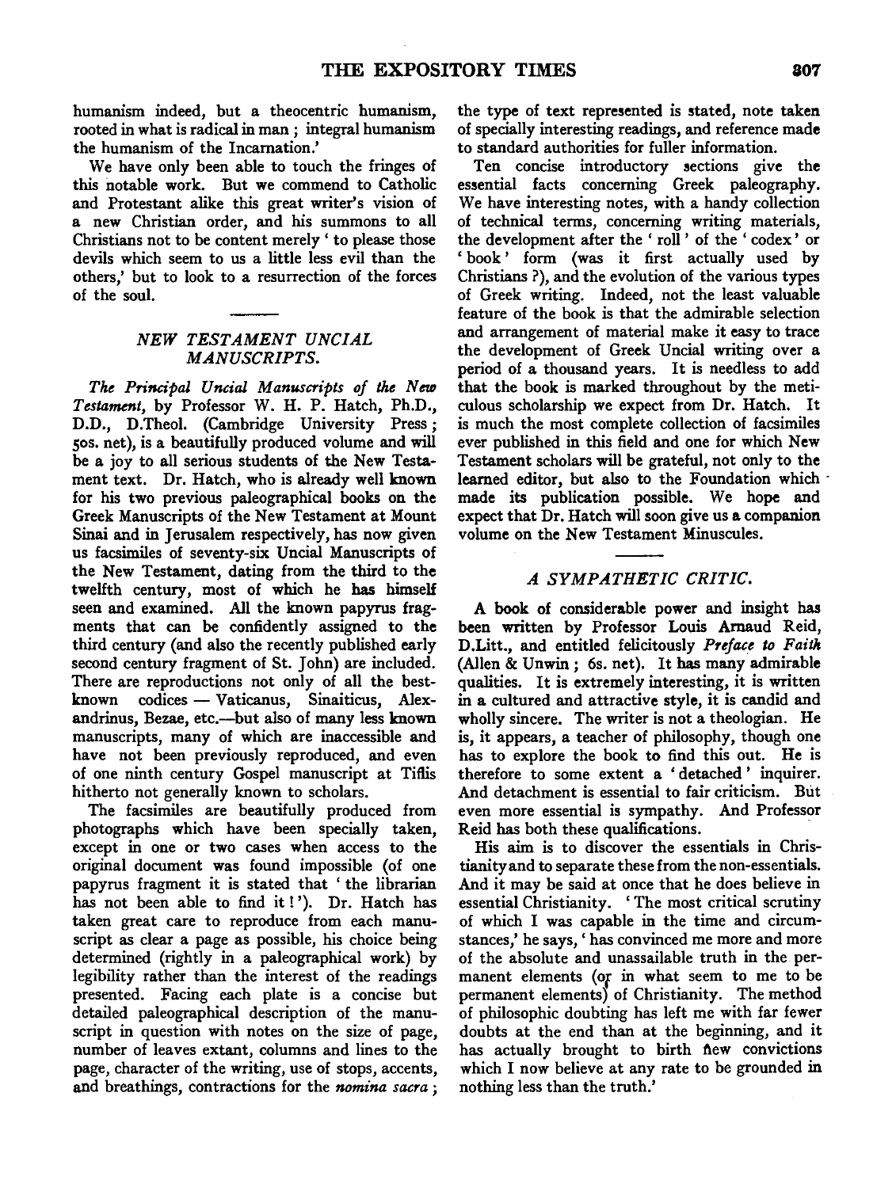humanism indeed, but a theocentric humanism, rooted in what is radical in man; integral humanism the humanism of the Incarnation.'

We have only been able to touch the fringes of this notable work. But we commend to Catholic and Protestant alike this great writer's vision of a new Christian order, and his summons to all Christians not to be content merely 'to please those devils which seem to us a little less evil than the others,' but to look to a resurrection of the forces of the soul.

### *NEW TESTAMENT UNCIAL MANUSCRIPTS.*

*The Principal Uncial Manuscripts of the New Testament*, by Professor W. H. P. Hatch, Ph.D., D.D., D.Theol. (Cambridge University Press; 50s. net), is a beautifully produced volume and will be a joy to all serious students of the New Testament text. Dr. Hatch, who is already well known for his two previous paleographical books on the Greek Manuscripts of the New Testament at Mount Sinai and in Jerusalem respectively, has now given us facsimiles of seventy-six Uncial Manuscripts of the New Testament, dating from the third to the twelfth century, most of which he has himself seen and examined. All the known papyrus fragments that can be confidently assigned to the third century (and also the recently published early second century fragment of St. John) are included. There are reproductions not only of all the best-known codices — Vaticanus, Sinaiticus, Alexandrinus, Bezae, etc.—but also of many less known manuscripts, many of which are inaccessible and have not been previously reproduced, and even of one ninth century Gospel manuscript at Tiflis hitherto not generally known to scholars.

The facsimiles are beautifully produced from photographs which have been specially taken, except in one or two cases when access to the original document was found impossible (of one papyrus fragment it is stated that 'the librarian has not been able to find it!'). Dr. Hatch has taken great care to reproduce from each manuscript as clear a page as possible, his choice being determined (rightly in a paleographical work) by legibility rather than the interest of the readings presented. Facing each plate is a concise but detailed paleographical description of the manuscript in question with notes on the size of page, number of leaves extant, columns and lines to the page, character of the writing, use of stops, accents, and breathings, contractions for the *nomina sacra*; the type of text represented is stated, note taken of specially interesting readings, and reference made to standard authorities for fuller information.

Ten concise introductory sections give the essential facts concerning Greek paleography. We have interesting notes, with a handy collection of technical terms, concerning writing materials, the development after the 'roll' of the 'codex' or 'book' form (was it first actually used by Christians?), and the evolution of the various types of Greek writing. Indeed, not the least valuable feature of the book is that the admirable selection and arrangement of material make it easy to trace the development of Greek Uncial writing over a period of a thousand years. It is needless to add that the book is marked throughout by the meticulous scholarship we expect from Dr. Hatch. It is much the most complete collection of facsimiles ever published in this field and one for which New Testament scholars will be grateful, not only to the learned editor, but also to the Foundation which made its publication possible. We hope and expect that Dr. Hatch will soon give us a companion volume on the New Testament Minuscules.

### *A SYMPATHETIC CRITIC.*

A book of considerable power and insight has been written by Professor Louis Arnaud Reid, D.Litt., and entitled felicitously *Preface to Faith* (Allen & Unwin; 6s. net). It has many admirable qualities. It is extremely interesting, it is written in a cultured and attractive style, it is candid and wholly sincere. The writer is not a theologian. He is, it appears, a teacher of philosophy, though one has to explore the book to find this out. He is therefore to some extent a 'detached' inquirer. And detachment is essential to fair criticism. But even more essential is sympathy. And Professor Reid has both these qualifications.

His aim is to discover the essentials in Christianity and to separate these from the non-essentials. And it may be said at once that he does believe in essential Christianity. 'The most critical scrutiny of which I was capable in the time and circumstances,' he says, 'has convinced me more and more of the absolute and unassailable truth in the permanent elements (or in what seem to me to be permanent elements) of Christianity. The method of philosophic doubting has left me with far fewer doubts at the end than at the beginning, and it has actually brought to birth new convictions which I now believe at any rate to be grounded in nothing less than the truth.'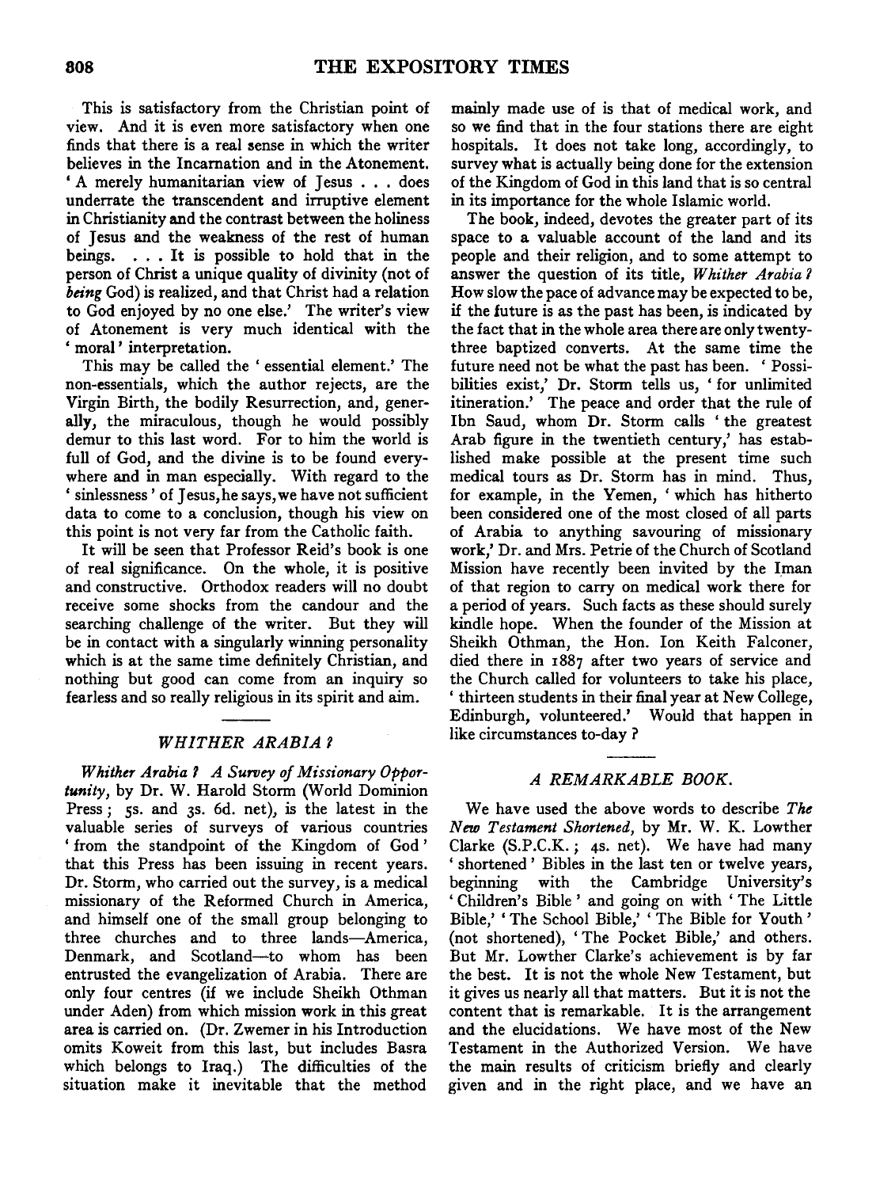This is satisfactory from the Christian point of view. And it is even more satisfactory when one finds that there is a real sense in which the writer believes in the Incarnation and in the Atonement. 'A merely humanitarian view of Jesus . . . does underrate the transcendent and irruptive element in Christianity and the contrast between the holiness of Jesus and the weakness of the rest of human beings. . . . It is possible to hold that in the person of Christ a unique quality of divinity (not of *being* God) is realized, and that Christ had a relation to God enjoyed by no one else.' The writer's view of Atonement is very much identical with the 'moral' interpretation.

This may be called the 'essential element.' The non-essentials, which the author rejects, are the Virgin Birth, the bodily Resurrection, and, generally, the miraculous, though he would possibly demur to this last word. For to him the world is full of God, and the divine is to be found everywhere and in man especially. With regard to the 'sinlessness' of Jesus, he says, we have not sufficient data to come to a conclusion, though his view on this point is not very far from the Catholic faith.

It will be seen that Professor Reid's book is one of real significance. On the whole, it is positive and constructive. Orthodox readers will no doubt receive some shocks from the candour and the searching challenge of the writer. But they will be in contact with a singularly winning personality which is at the same time definitely Christian, and nothing but good can come from an inquiry so fearless and so really religious in its spirit and aim.

## *WHITHER ARABIA?*

*Whither Arabia? A Survey of Missionary Opportunity*, by Dr. W. Harold Storm (World Dominion Press; 5s. and 3s. 6d. net), is the latest in the valuable series of surveys of various countries 'from the standpoint of the Kingdom of God' that this Press has been issuing in recent years. Dr. Storm, who carried out the survey, is a medical missionary of the Reformed Church in America, and himself one of the small group belonging to three churches and to three lands—America, Denmark, and Scotland—to whom has been entrusted the evangelization of Arabia. There are only four centres (if we include Sheikh Othman under Aden) from which mission work in this great area is carried on. (Dr. Zwemer in his Introduction omits Koweit from this last, but includes Basra which belongs to Iraq.) The difficulties of the situation make it inevitable that the method mainly made use of is that of medical work, and so we find that in the four stations there are eight hospitals. It does not take long, accordingly, to survey what is actually being done for the extension of the Kingdom of God in this land that is so central in its importance for the whole Islamic world.

The book, indeed, devotes the greater part of its space to a valuable account of the land and its people and their religion, and to some attempt to answer the question of its title, *Whither Arabia?* How slow the pace of advance may be expected to be, if the future is as the past has been, is indicated by the fact that in the whole area there are only twenty-three baptized converts. At the same time the future need not be what the past has been. 'Possibilities exist,' Dr. Storm tells us, 'for unlimited itineration.' The peace and order that the rule of Ibn Saud, whom Dr. Storm calls 'the greatest Arab figure in the twentieth century,' has established make possible at the present time such medical tours as Dr. Storm has in mind. Thus, for example, in the Yemen, 'which has hitherto been considered one of the most closed of all parts of Arabia to anything savouring of missionary work,' Dr. and Mrs. Petrie of the Church of Scotland Mission have recently been invited by the Iman of that region to carry on medical work there for a period of years. Such facts as these should surely kindle hope. When the founder of the Mission at Sheikh Othman, the Hon. Ion Keith Falconer, died there in 1887 after two years of service and the Church called for volunteers to take his place, 'thirteen students in their final year at New College, Edinburgh, volunteered.' Would that happen in like circumstances to-day?

## *A REMARKABLE BOOK.*

We have used the above words to describe *The New Testament Shortened*, by Mr. W. K. Lowther Clarke (S.P.C.K.; 4s. net). We have had many 'shortened' Bibles in the last ten or twelve years, beginning with the Cambridge University's 'Children's Bible' and going on with 'The Little Bible,' 'The School Bible,' 'The Bible for Youth' (not shortened), 'The Pocket Bible,' and others. But Mr. Lowther Clarke's achievement is by far the best. It is not the whole New Testament, but it gives us nearly all that matters. But it is not the content that is remarkable. It is the arrangement and the elucidations. We have most of the New Testament in the Authorized Version. We have the main results of criticism briefly and clearly given and in the right place, and we have an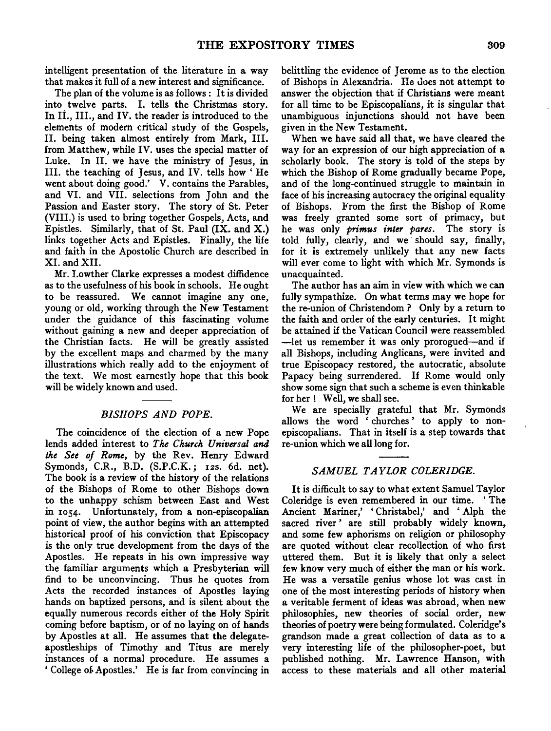intelligent presentation of the literature in a way that makes it full of a new interest and significance.

The plan of the volume is as follows: It is divided into twelve parts. I. tells the Christmas story. In II., III., and IV. the reader is introduced to the elements of modern critical study of the Gospels, II. being taken almost entirely from Mark, III. from Matthew, while IV. uses the special matter of Luke. In II. we have the ministry of Jesus, in III. the teaching of Jesus, and IV. tells how 'He went about doing good.' V. contains the Parables, and VI. and VII. selections from John and the Passion and Easter story. The story of St. Peter (VIII.) is used to bring together Gospels, Acts, and Epistles. Similarly, that of St. Paul (IX. and X.) links together Acts and Epistles. Finally, the life and faith in the Apostolic Church are described in XI. and XII.

Mr. Lowther Clarke expresses a modest diffidence as to the usefulness of his book in schools. He ought to be reassured. We cannot imagine any one, young or old, working through the New Testament under the guidance of this fascinating volume without gaining a new and deeper appreciation of the Christian facts. He will be greatly assisted by the excellent maps and charmed by the many illustrations which really add to the enjoyment of the text. We most earnestly hope that this book will be widely known and used.

## *BISHOPS AND POPE.*

The coincidence of the election of a new Pope lends added interest to *The Church Universal and the See of Rome*, by the Rev. Henry Edward Symonds, C.R., B.D. (S.P.C.K.; 12s. 6d. net). The book is a review of the history of the relations of the Bishops of Rome to other Bishops down to the unhappy schism between East and West in 1054. Unfortunately, from a non-episcopalian point of view, the author begins with an attempted historical proof of his conviction that Episcopacy is the only true development from the days of the Apostles. He repeats in his own impressive way the familiar arguments which a Presbyterian will find to be unconvincing. Thus he quotes from Acts the recorded instances of Apostles laying hands on baptized persons, and is silent about the equally numerous records either of the Holy Spirit coming before baptism, or of no laying on of hands by Apostles at all. He assumes that the delegate-apostleships of Timothy and Titus are merely instances of a normal procedure. He assumes a 'College of Apostles.' He is far from convincing in belittling the evidence of Jerome as to the election of Bishops in Alexandria. He does not attempt to answer the objection that if Christians were meant for all time to be Episcopalians, it is singular that unambiguous injunctions should not have been given in the New Testament.

When we have said all that, we have cleared the way for an expression of our high appreciation of a scholarly book. The story is told of the steps by which the Bishop of Rome gradually became Pope, and of the long-continued struggle to maintain in face of his increasing autocracy the original equality of Bishops. From the first the Bishop of Rome was freely granted some sort of primacy, but he was only *primus inter pares*. The story is told fully, clearly, and we should say, finally, for it is extremely unlikely that any new facts will ever come to light with which Mr. Symonds is unacquainted.

The author has an aim in view with which we can fully sympathize. On what terms may we hope for the re-union of Christendom? Only by a return to the faith and order of the early centuries. It might be attained if the Vatican Council were reassembled —let us remember it was only prorogued—and if all Bishops, including Anglicans, were invited and true Episcopacy restored, the autocratic, absolute Papacy being surrendered. If Rome would only show some sign that such a scheme is even thinkable for her! Well, we shall see.

We are specially grateful that Mr. Symonds allows the word 'churches' to apply to non-episcopalians. That in itself is a step towards that re-union which we all long for.

## *SAMUEL TAYLOR COLERIDGE.*

It is difficult to say to what extent Samuel Taylor Coleridge is even remembered in our time. 'The Ancient Mariner,' 'Christabel,' and 'Alph the sacred river' are still probably widely known, and some few aphorisms on religion or philosophy are quoted without clear recollection of who first uttered them. But it is likely that only a select few know very much of either the man or his work. He was a versatile genius whose lot was cast in one of the most interesting periods of history when a veritable ferment of ideas was abroad, when new philosophies, new theories of social order, new theories of poetry were being formulated. Coleridge's grandson made a great collection of data as to a very interesting life of the philosopher-poet, but published nothing. Mr. Lawrence Hanson, with access to these materials and all other material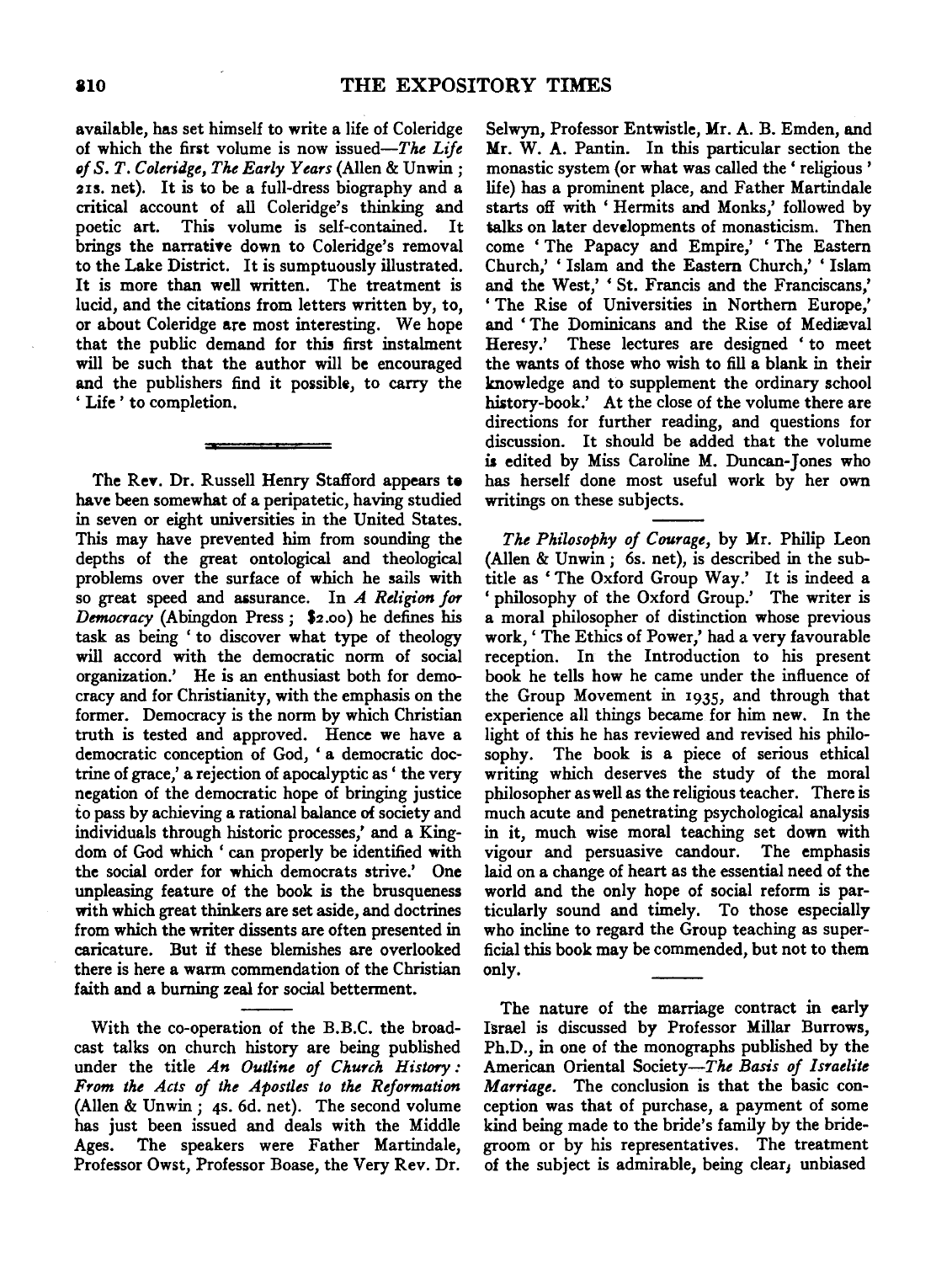available, has set himself to write a life of Coleridge of which the first volume is now issued—*The Life of S. T. Coleridge, The Early Years* (Allen & Unwin ; 21s. net). It is to be a full-dress biography and a critical account of all Coleridge's thinking and poetic art. This volume is self-contained. It brings the narrative down to Coleridge's removal to the Lake District. It is sumptuously illustrated. It is more than well written. The treatment is lucid, and the citations from letters written by, to, or about Coleridge are most interesting. We hope that the public demand for this first instalment will be such that the author will be encouraged and the publishers find it possible, to carry the 'Life' to completion.

---

The Rev. Dr. Russell Henry Stafford appears to have been somewhat of a peripatetic, having studied in seven or eight universities in the United States. This may have prevented him from sounding the depths of the great ontological and theological problems over the surface of which he sails with so great speed and assurance. In *A Religion for Democracy* (Abingdon Press ; $2.00) he defines his task as being 'to discover what type of theology will accord with the democratic norm of social organization.' He is an enthusiast both for democracy and for Christianity, with the emphasis on the former. Democracy is the norm by which Christian truth is tested and approved. Hence we have a democratic conception of God, 'a democratic doctrine of grace,' a rejection of apocalyptic as 'the very negation of the democratic hope of bringing justice to pass by achieving a rational balance of society and individuals through historic processes,' and a Kingdom of God which 'can properly be identified with the social order for which democrats strive.' One unpleasing feature of the book is the brusqueness with which great thinkers are set aside, and doctrines from which the writer dissents are often presented in caricature. But if these blemishes are overlooked there is here a warm commendation of the Christian faith and a burning zeal for social betterment.

---

With the co-operation of the B.B.C. the broadcast talks on church history are being published under the title *An Outline of Church History: From the Acts of the Apostles to the Reformation* (Allen & Unwin ; 4s. 6d. net). The second volume has just been issued and deals with the Middle Ages. The speakers were Father Martindale, Professor Owst, Professor Boase, the Very Rev. Dr. Selwyn, Professor Entwistle, Mr. A. B. Emden, and Mr. W. A. Pantin. In this particular section the monastic system (or what was called the 'religious' life) has a prominent place, and Father Martindale starts off with 'Hermits and Monks,' followed by talks on later developments of monasticism. Then come 'The Papacy and Empire,' 'The Eastern Church,' 'Islam and the Eastern Church,' 'Islam and the West,' 'St. Francis and the Franciscans,' 'The Rise of Universities in Northern Europe,' and 'The Dominicans and the Rise of Mediæval Heresy.' These lectures are designed 'to meet the wants of those who wish to fill a blank in their knowledge and to supplement the ordinary school history-book.' At the close of the volume there are directions for further reading, and questions for discussion. It should be added that the volume is edited by Miss Caroline M. Duncan-Jones who has herself done most useful work by her own writings on these subjects.

---

*The Philosophy of Courage*, by Mr. Philip Leon (Allen & Unwin ; 6s. net), is described in the subtitle as 'The Oxford Group Way.' It is indeed a 'philosophy of the Oxford Group.' The writer is a moral philosopher of distinction whose previous work, 'The Ethics of Power,' had a very favourable reception. In the Introduction to his present book he tells how he came under the influence of the Group Movement in 1935, and through that experience all things became for him new. In the light of this he has reviewed and revised his philosophy. The book is a piece of serious ethical writing which deserves the study of the moral philosopher as well as the religious teacher. There is much acute and penetrating psychological analysis in it, much wise moral teaching set down with vigour and persuasive candour. The emphasis laid on a change of heart as the essential need of the world and the only hope of social reform is particularly sound and timely. To those especially who incline to regard the Group teaching as superficial this book may be commended, but not to them only.

---

The nature of the marriage contract in early Israel is discussed by Professor Millar Burrows, Ph.D., in one of the monographs published by the American Oriental Society—*The Basis of Israelite Marriage*. The conclusion is that the basic conception was that of purchase, a payment of some kind being made to the bride's family by the bridegroom or by his representatives. The treatment of the subject is admirable, being clear, unbiased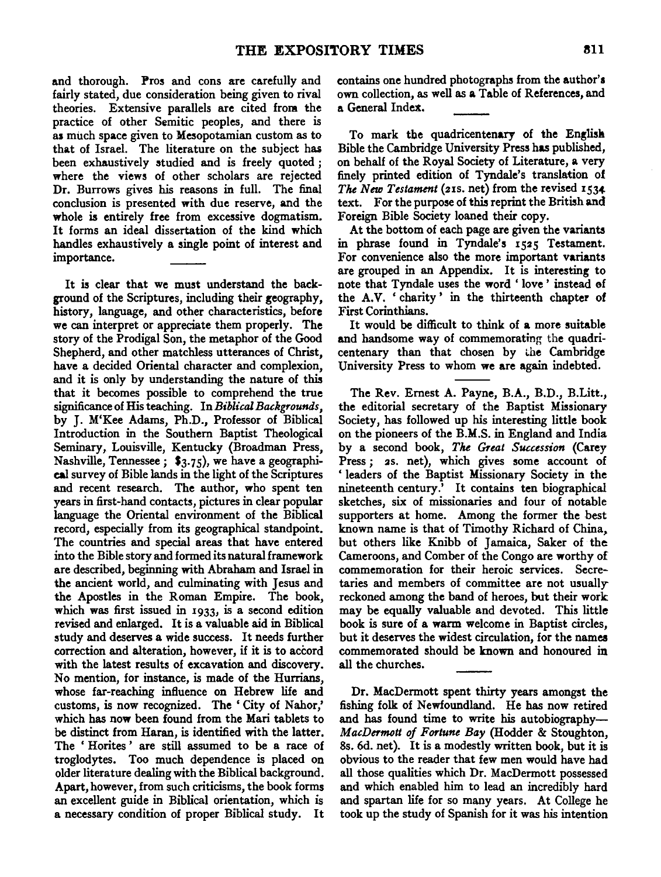and thorough. Pros and cons are carefully and fairly stated, due consideration being given to rival theories. Extensive parallels are cited from the practice of other Semitic peoples, and there is as much space given to Mesopotamian custom as to that of Israel. The literature on the subject has been exhaustively studied and is freely quoted; where the views of other scholars are rejected Dr. Burrows gives his reasons in full. The final conclusion is presented with due reserve, and the whole is entirely free from excessive dogmatism. It forms an ideal dissertation of the kind which handles exhaustively a single point of interest and importance.

---

It is clear that we must understand the background of the Scriptures, including their geography, history, language, and other characteristics, before we can interpret or appreciate them properly. The story of the Prodigal Son, the metaphor of the Good Shepherd, and other matchless utterances of Christ, have a decided Oriental character and complexion, and it is only by understanding the nature of this that it becomes possible to comprehend the true significance of His teaching. In *Biblical Backgrounds*, by J. M'Kee Adams, Ph.D., Professor of Biblical Introduction in the Southern Baptist Theological Seminary, Louisville, Kentucky (Broadman Press, Nashville, Tennessee; $3.75), we have a geographical survey of Bible lands in the light of the Scriptures and recent research. The author, who spent ten years in first-hand contacts, pictures in clear popular language the Oriental environment of the Biblical record, especially from its geographical standpoint. The countries and special areas that have entered into the Bible story and formed its natural framework are described, beginning with Abraham and Israel in the ancient world, and culminating with Jesus and the Apostles in the Roman Empire. The book, which was first issued in 1933, is a second edition revised and enlarged. It is a valuable aid in Biblical study and deserves a wide success. It needs further correction and alteration, however, if it is to accord with the latest results of excavation and discovery. No mention, for instance, is made of the Hurrians, whose far-reaching influence on Hebrew life and customs, is now recognized. The 'City of Nahor,' which has now been found from the Mari tablets to be distinct from Haran, is identified with the latter. The 'Horites' are still assumed to be a race of troglodytes. Too much dependence is placed on older literature dealing with the Biblical background. Apart, however, from such criticisms, the book forms an excellent guide in Biblical orientation, which is a necessary condition of proper Biblical study. It contains one hundred photographs from the author's own collection, as well as a Table of References, and a General Index.

---

To mark the quadricentenary of the English Bible the Cambridge University Press has published, on behalf of the Royal Society of Literature, a very finely printed edition of Tyndale's translation of *The New Testament* (21s. net) from the revised 1534 text. For the purpose of this reprint the British and Foreign Bible Society loaned their copy.

At the bottom of each page are given the variants in phrase found in Tyndale's 1525 Testament. For convenience also the more important variants are grouped in an Appendix. It is interesting to note that Tyndale uses the word 'love' instead of the A.V. 'charity' in the thirteenth chapter of First Corinthians.

It would be difficult to think of a more suitable and handsome way of commemorating the quadricentenary than that chosen by the Cambridge University Press to whom we are again indebted.

---

The Rev. Ernest A. Payne, B.A., B.D., B.Litt., the editorial secretary of the Baptist Missionary Society, has followed up his interesting little book on the pioneers of the B.M.S. in England and India by a second book, *The Great Succession* (Carey Press; 2s. net), which gives some account of 'leaders of the Baptist Missionary Society in the nineteenth century.' It contains ten biographical sketches, six of missionaries and four of notable supporters at home. Among the former the best known name is that of Timothy Richard of China, but others like Knibb of Jamaica, Saker of the Cameroons, and Comber of the Congo are worthy of commemoration for their heroic services. Secretaries and members of committee are not usually reckoned among the band of heroes, but their work may be equally valuable and devoted. This little book is sure of a warm welcome in Baptist circles, but it deserves the widest circulation, for the names commemorated should be known and honoured in all the churches.

---

Dr. MacDermott spent thirty years amongst the fishing folk of Newfoundland. He has now retired and has found time to write his autobiography—*MacDermott of Fortune Bay* (Hodder & Stoughton, 8s. 6d. net). It is a modestly written book, but it is obvious to the reader that few men would have had all those qualities which Dr. MacDermott possessed and which enabled him to lead an incredibly hard and spartan life for so many years. At College he took up the study of Spanish for it was his intention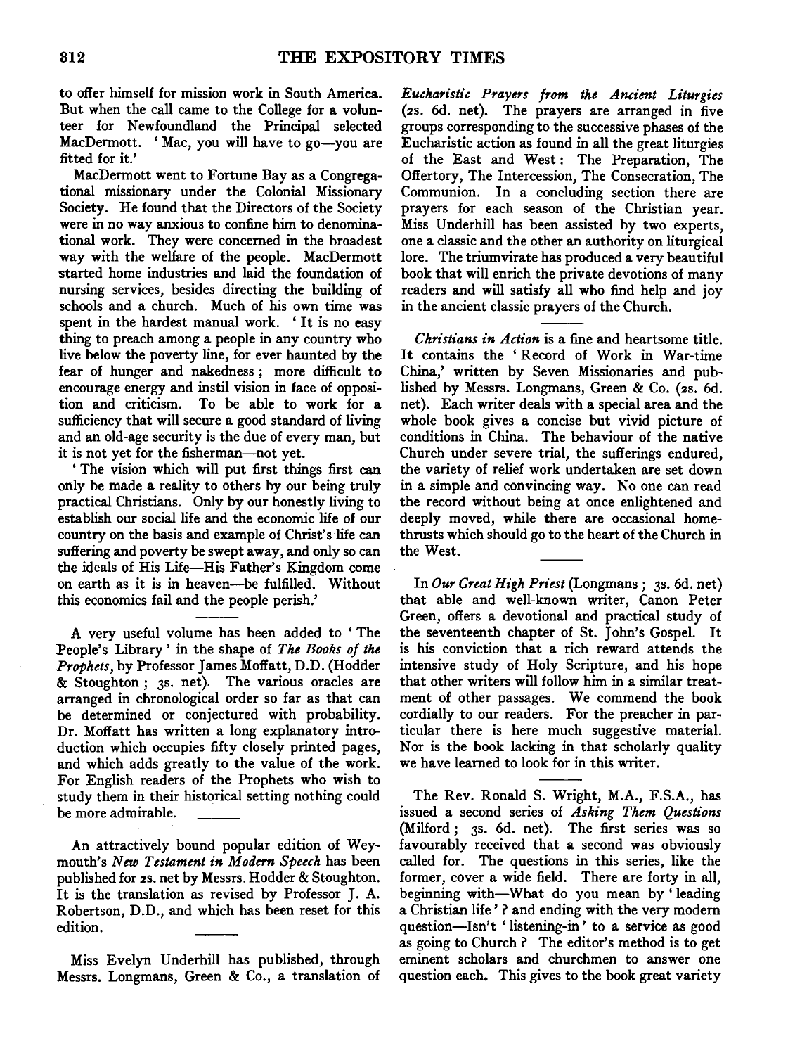to offer himself for mission work in South America. But when the call came to the College for a volunteer for Newfoundland the Principal selected MacDermott. 'Mac, you will have to go—you are fitted for it.'

MacDermott went to Fortune Bay as a Congregational missionary under the Colonial Missionary Society. He found that the Directors of the Society were in no way anxious to confine him to denominational work. They were concerned in the broadest way with the welfare of the people. MacDermott started home industries and laid the foundation of nursing services, besides directing the building of schools and a church. Much of his own time was spent in the hardest manual work. 'It is no easy thing to preach among a people in any country who live below the poverty line, for ever haunted by the fear of hunger and nakedness; more difficult to encourage energy and instil vision in face of opposition and criticism. To be able to work for a sufficiency that will secure a good standard of living and an old-age security is the due of every man, but it is not yet for the fisherman—not yet.

'The vision which will put first things first can only be made a reality to others by our being truly practical Christians. Only by our honestly living to establish our social life and the economic life of our country on the basis and example of Christ's life can suffering and poverty be swept away, and only so can the ideals of His Life—His Father's Kingdom come on earth as it is in heaven—be fulfilled. Without this economics fail and the people perish.'

---

A very useful volume has been added to 'The People's Library' in the shape of *The Books of the Prophets*, by Professor James Moffatt, D.D. (Hodder & Stoughton; 3s. net). The various oracles are arranged in chronological order so far as that can be determined or conjectured with probability. Dr. Moffatt has written a long explanatory introduction which occupies fifty closely printed pages, and which adds greatly to the value of the work. For English readers of the Prophets who wish to study them in their historical setting nothing could be more admirable.

---

An attractively bound popular edition of Weymouth's *New Testament in Modern Speech* has been published for 2s. net by Messrs. Hodder & Stoughton. It is the translation as revised by Professor J. A. Robertson, D.D., and which has been reset for this edition.

---

Miss Evelyn Underhill has published, through Messrs. Longmans, Green & Co., a translation of *Eucharistic Prayers from the Ancient Liturgies* (2s. 6d. net). The prayers are arranged in five groups corresponding to the successive phases of the Eucharistic action as found in all the great liturgies of the East and West: The Preparation, The Offertory, The Intercession, The Consecration, The Communion. In a concluding section there are prayers for each season of the Christian year. Miss Underhill has been assisted by two experts, one a classic and the other an authority on liturgical lore. The triumvirate has produced a very beautiful book that will enrich the private devotions of many readers and will satisfy all who find help and joy in the ancient classic prayers of the Church.

---

*Christians in Action* is a fine and heartsome title. It contains the 'Record of Work in War-time China,' written by Seven Missionaries and published by Messrs. Longmans, Green & Co. (2s. 6d. net). Each writer deals with a special area and the whole book gives a concise but vivid picture of conditions in China. The behaviour of the native Church under severe trial, the sufferings endured, the variety of relief work undertaken are set down in a simple and convincing way. No one can read the record without being at once enlightened and deeply moved, while there are occasional home-thrusts which should go to the heart of the Church in the West.

---

In *Our Great High Priest* (Longmans; 3s. 6d. net) that able and well-known writer, Canon Peter Green, offers a devotional and practical study of the seventeenth chapter of St. John's Gospel. It is his conviction that a rich reward attends the intensive study of Holy Scripture, and his hope that other writers will follow him in a similar treatment of other passages. We commend the book cordially to our readers. For the preacher in particular there is here much suggestive material. Nor is the book lacking in that scholarly quality we have learned to look for in this writer.

---

The Rev. Ronald S. Wright, M.A., F.S.A., has issued a second series of *Asking Them Questions* (Milford; 3s. 6d. net). The first series was so favourably received that a second was obviously called for. The questions in this series, like the former, cover a wide field. There are forty in all, beginning with—What do you mean by 'leading a Christian life'? and ending with the very modern question—Isn't 'listening-in' to a service as good as going to Church? The editor's method is to get eminent scholars and churchmen to answer one question each. This gives to the book great variety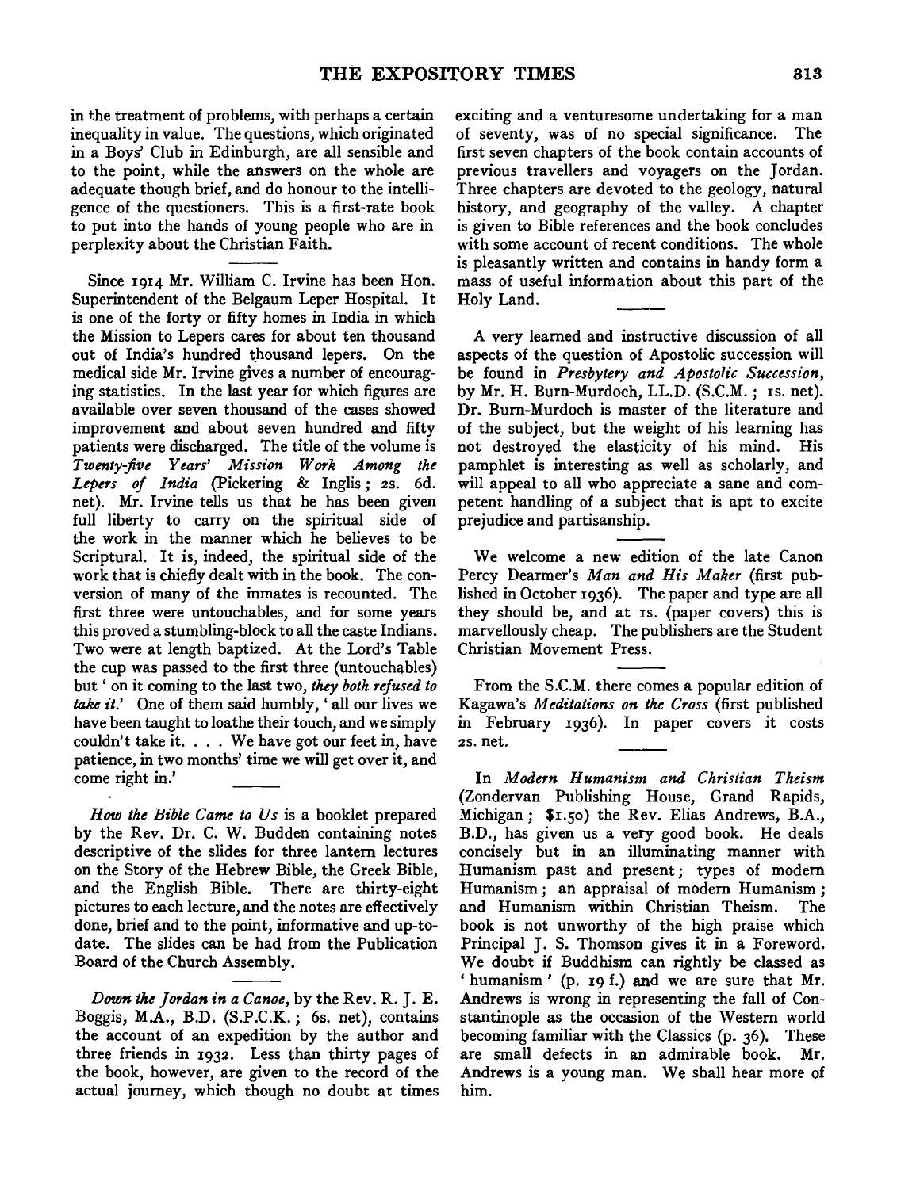in the treatment of problems, with perhaps a certain inequality in value. The questions, which originated in a Boys' Club in Edinburgh, are all sensible and to the point, while the answers on the whole are adequate though brief, and do honour to the intelligence of the questioners. This is a first-rate book to put into the hands of young people who are in perplexity about the Christian Faith.

---

Since 1914 Mr. William C. Irvine has been Hon. Superintendent of the Belgaum Leper Hospital. It is one of the forty or fifty homes in India in which the Mission to Lepers cares for about ten thousand out of India's hundred thousand lepers. On the medical side Mr. Irvine gives a number of encouraging statistics. In the last year for which figures are available over seven thousand of the cases showed improvement and about seven hundred and fifty patients were discharged. The title of the volume is *Twenty-five Years' Mission Work Among the Lepers of India* (Pickering & Inglis; 2s. 6d. net). Mr. Irvine tells us that he has been given full liberty to carry on the spiritual side of the work in the manner which he believes to be Scriptural. It is, indeed, the spiritual side of the work that is chiefly dealt with in the book. The conversion of many of the inmates is recounted. The first three were untouchables, and for some years this proved a stumbling-block to all the caste Indians. Two were at length baptized. At the Lord's Table the cup was passed to the first three (untouchables) but 'on it coming to the last two, *they both refused to take it.*' One of them said humbly, 'all our lives we have been taught to loathe their touch, and we simply couldn't take it. . . . We have got our feet in, have patience, in two months' time we will get over it, and come right in.'

---

*How the Bible Came to Us* is a booklet prepared by the Rev. Dr. C. W. Budden containing notes descriptive of the slides for three lantern lectures on the Story of the Hebrew Bible, the Greek Bible, and the English Bible. There are thirty-eight pictures to each lecture, and the notes are effectively done, brief and to the point, informative and up-to-date. The slides can be had from the Publication Board of the Church Assembly.

---

*Down the Jordan in a Canoe*, by the Rev. R. J. E. Boggis, M.A., B.D. (S.P.C.K.; 6s. net), contains the account of an expedition by the author and three friends in 1932. Less than thirty pages of the book, however, are given to the record of the actual journey, which though no doubt at times exciting and a venturesome undertaking for a man of seventy, was of no special significance. The first seven chapters of the book contain accounts of previous travellers and voyagers on the Jordan. Three chapters are devoted to the geology, natural history, and geography of the valley. A chapter is given to Bible references and the book concludes with some account of recent conditions. The whole is pleasantly written and contains in handy form a mass of useful information about this part of the Holy Land.

---

A very learned and instructive discussion of all aspects of the question of Apostolic succession will be found in *Presbytery and Apostolic Succession*, by Mr. H. Burn-Murdoch, LL.D. (S.C.M.; 1s. net). Dr. Burn-Murdoch is master of the literature and of the subject, but the weight of his learning has not destroyed the elasticity of his mind. His pamphlet is interesting as well as scholarly, and will appeal to all who appreciate a sane and competent handling of a subject that is apt to excite prejudice and partisanship.

---

We welcome a new edition of the late Canon Percy Dearmer's *Man and His Maker* (first published in October 1936). The paper and type are all they should be, and at 1s. (paper covers) this is marvellously cheap. The publishers are the Student Christian Movement Press.

---

From the S.C.M. there comes a popular edition of Kagawa's *Meditations on the Cross* (first published in February 1936). In paper covers it costs 2s. net.

---

In *Modern Humanism and Christian Theism* (Zondervan Publishing House, Grand Rapids, Michigan; $1.50) the Rev. Elias Andrews, B.A., B.D., has given us a very good book. He deals concisely but in an illuminating manner with Humanism past and present; types of modern Humanism; an appraisal of modern Humanism; and Humanism within Christian Theism. The book is not unworthy of the high praise which Principal J. S. Thomson gives it in a Foreword. We doubt if Buddhism can rightly be classed as 'humanism' (p. 19 f.) and we are sure that Mr. Andrews is wrong in representing the fall of Constantinople as the occasion of the Western world becoming familiar with the Classics (p. 36). These are small defects in an admirable book. Mr. Andrews is a young man. We shall hear more of him.